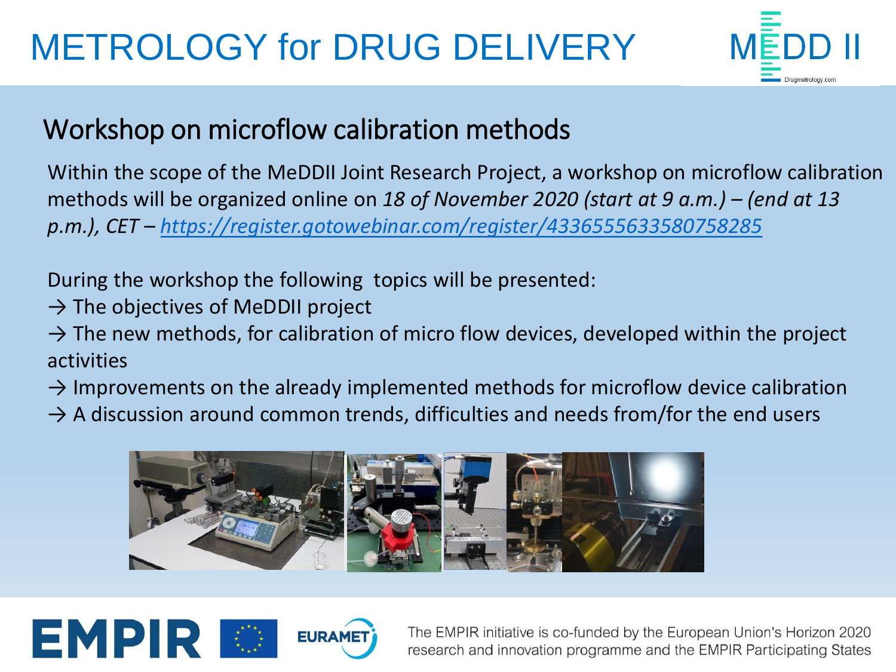# METROLOGY for DRUG DELIVERY

MEDD II

Drugmetrology.com

## Workshop on microflow calibration methods

Within the scope of the MeDDII Joint Research Project, a workshop on microflow calibration methods will be organized online on *18 of November 2020 (start at 9 a.m.) – (end at 13 p.m.), CET –* *https://register.gotowebinar.com/register/4336555633580758285*

During the workshop the following topics will be presented:

→ The objectives of MeDDII project

→ The new methods, for calibration of micro flow devices, developed within the project activities

→ Improvements on the already implemented methods for microflow device calibration

→ A discussion around common trends, difficulties and needs from/for the end users

EMPIR EURAMET

The EMPIR initiative is co-funded by the European Union's Horizon 2020 research and innovation programme and the EMPIR Participating States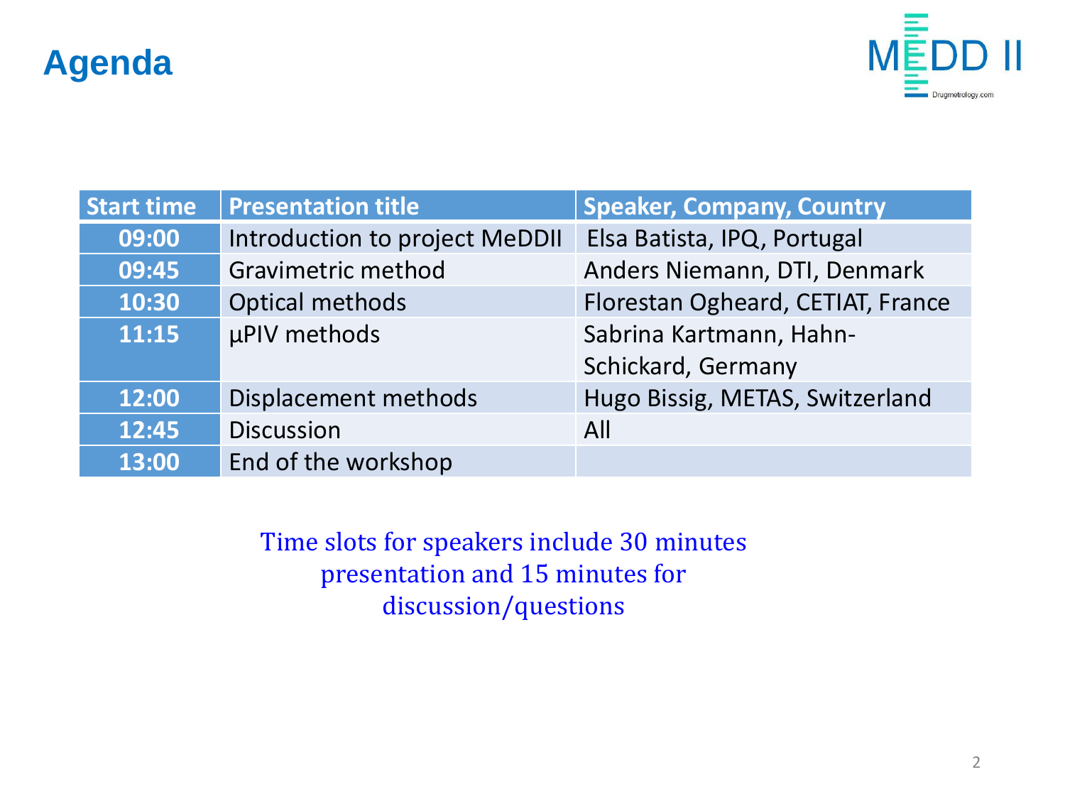# Agenda

| Start time | Presentation title | Speaker, Company, Country |
|---|---|---|
| 09:00 | Introduction to project MeDDII | Elsa Batista, IPQ, Portugal |
| 09:45 | Gravimetric method | Anders Niemann, DTI, Denmark |
| 10:30 | Optical methods | Florestan Ogheard, CETIAT, France |
| 11:15 | µPIV methods | Sabrina Kartmann, Hahn-Schickard, Germany |
| 12:00 | Displacement methods | Hugo Bissig, METAS, Switzerland |
| 12:45 | Discussion | All |
| 13:00 | End of the workshop | |

Time slots for speakers include 30 minutes presentation and 15 minutes for discussion/questions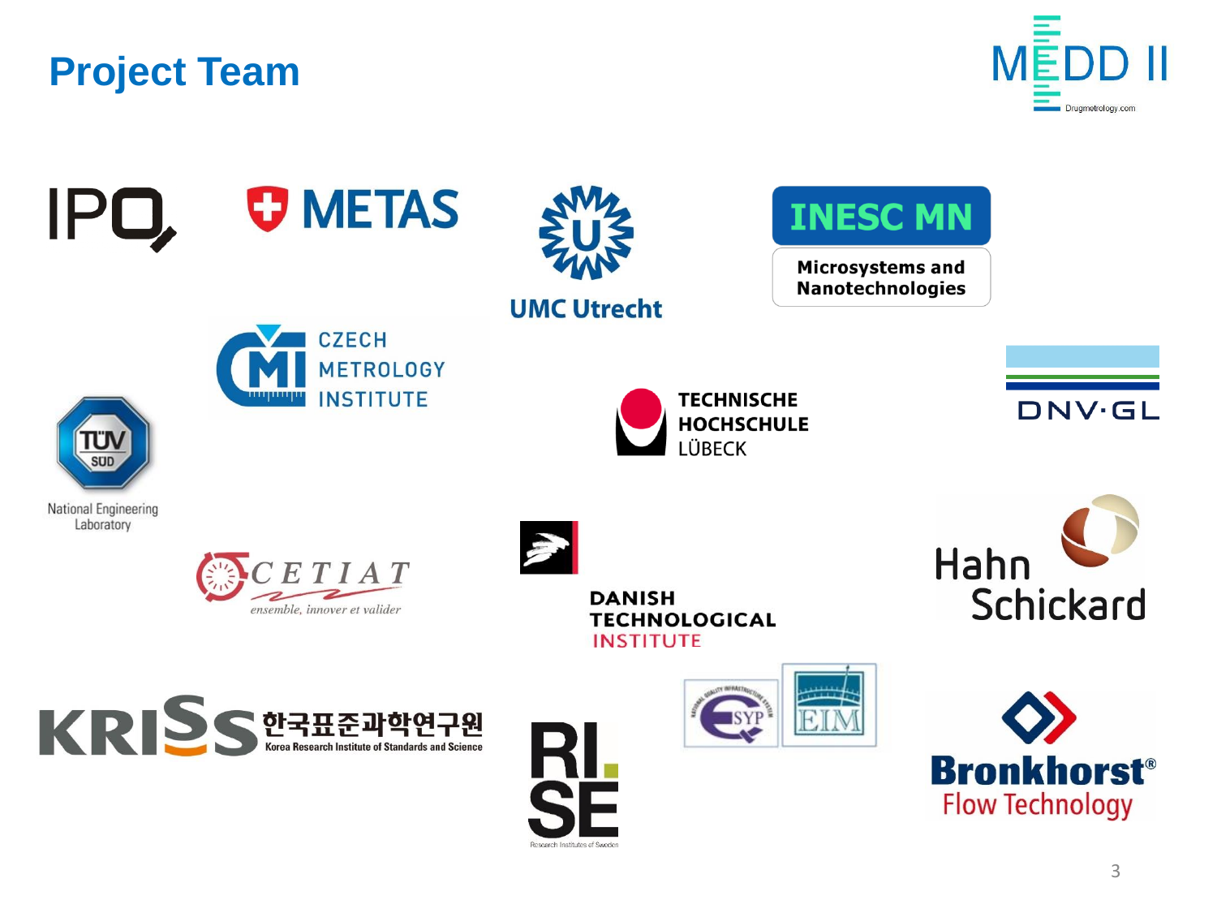## Project Team

MEDD II
Drugmetrology.com

IPQ

METAS

UMC Utrecht

INESC MN
Microsystems and Nanotechnologies

CZECH METROLOGY INSTITUTE

TECHNISCHE HOCHSCHULE LÜBECK

DNV·GL

TÜV SÜD

National Engineering Laboratory

CETIAT
ensemble, innover et valider

DANISH TECHNOLOGICAL INSTITUTE

Hahn Schickard

KRISS 한국표준과학연구원
Korea Research Institute of Standards and Science

RI. SE
Research Institutes of Sweden

SYP

EIM

Bronkhorst®
Flow Technology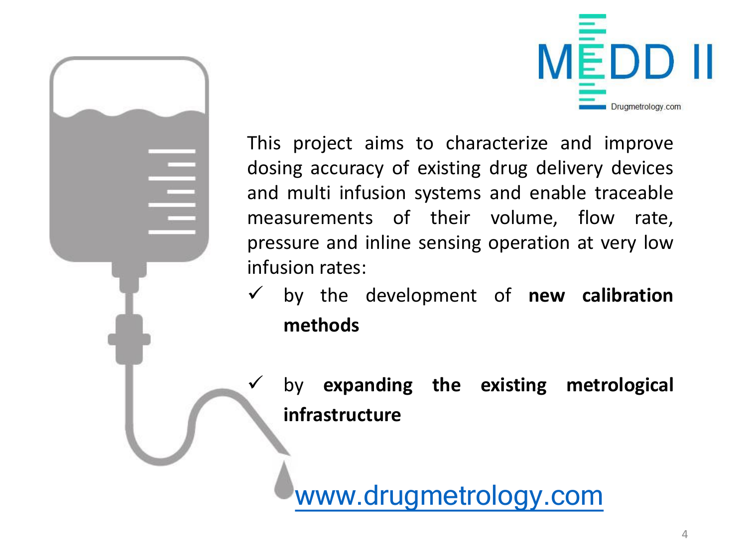MEDD II

Drugmetrology.com

This project aims to characterize and improve dosing accuracy of existing drug delivery devices and multi infusion systems and enable traceable measurements of their volume, flow rate, pressure and inline sensing operation at very low infusion rates:

- ✓ by the development of **new calibration methods**
- ✓ by **expanding the existing metrological infrastructure**

[www.drugmetrology.com](http://www.drugmetrology.com)